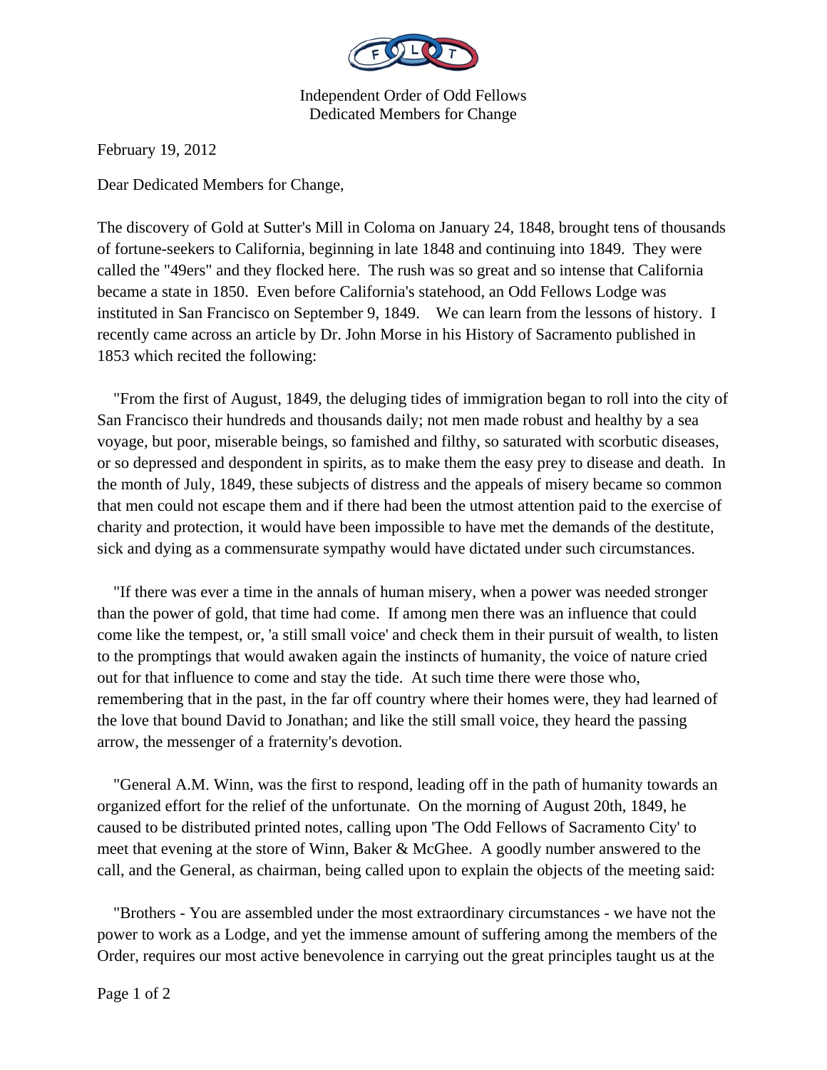Independent Order of Odd Fellows
Dedicated Members for Change

February 19, 2012

Dear Dedicated Members for Change,

The discovery of Gold at Sutter's Mill in Coloma on January 24, 1848, brought tens of thousands of fortune-seekers to California, beginning in late 1848 and continuing into 1849. They were called the "49ers" and they flocked here. The rush was so great and so intense that California became a state in 1850. Even before California's statehood, an Odd Fellows Lodge was instituted in San Francisco on September 9, 1849. We can learn from the lessons of history. I recently came across an article by Dr. John Morse in his History of Sacramento published in 1853 which recited the following:

"From the first of August, 1849, the deluging tides of immigration began to roll into the city of San Francisco their hundreds and thousands daily; not men made robust and healthy by a sea voyage, but poor, miserable beings, so famished and filthy, so saturated with scorbutic diseases, or so depressed and despondent in spirits, as to make them the easy prey to disease and death. In the month of July, 1849, these subjects of distress and the appeals of misery became so common that men could not escape them and if there had been the utmost attention paid to the exercise of charity and protection, it would have been impossible to have met the demands of the destitute, sick and dying as a commensurate sympathy would have dictated under such circumstances.

"If there was ever a time in the annals of human misery, when a power was needed stronger than the power of gold, that time had come. If among men there was an influence that could come like the tempest, or, 'a still small voice' and check them in their pursuit of wealth, to listen to the promptings that would awaken again the instincts of humanity, the voice of nature cried out for that influence to come and stay the tide. At such time there were those who, remembering that in the past, in the far off country where their homes were, they had learned of the love that bound David to Jonathan; and like the still small voice, they heard the passing arrow, the messenger of a fraternity's devotion.

"General A.M. Winn, was the first to respond, leading off in the path of humanity towards an organized effort for the relief of the unfortunate. On the morning of August 20th, 1849, he caused to be distributed printed notes, calling upon 'The Odd Fellows of Sacramento City' to meet that evening at the store of Winn, Baker & McGhee. A goodly number answered to the call, and the General, as chairman, being called upon to explain the objects of the meeting said:

"Brothers - You are assembled under the most extraordinary circumstances - we have not the power to work as a Lodge, and yet the immense amount of suffering among the members of the Order, requires our most active benevolence in carrying out the great principles taught us at the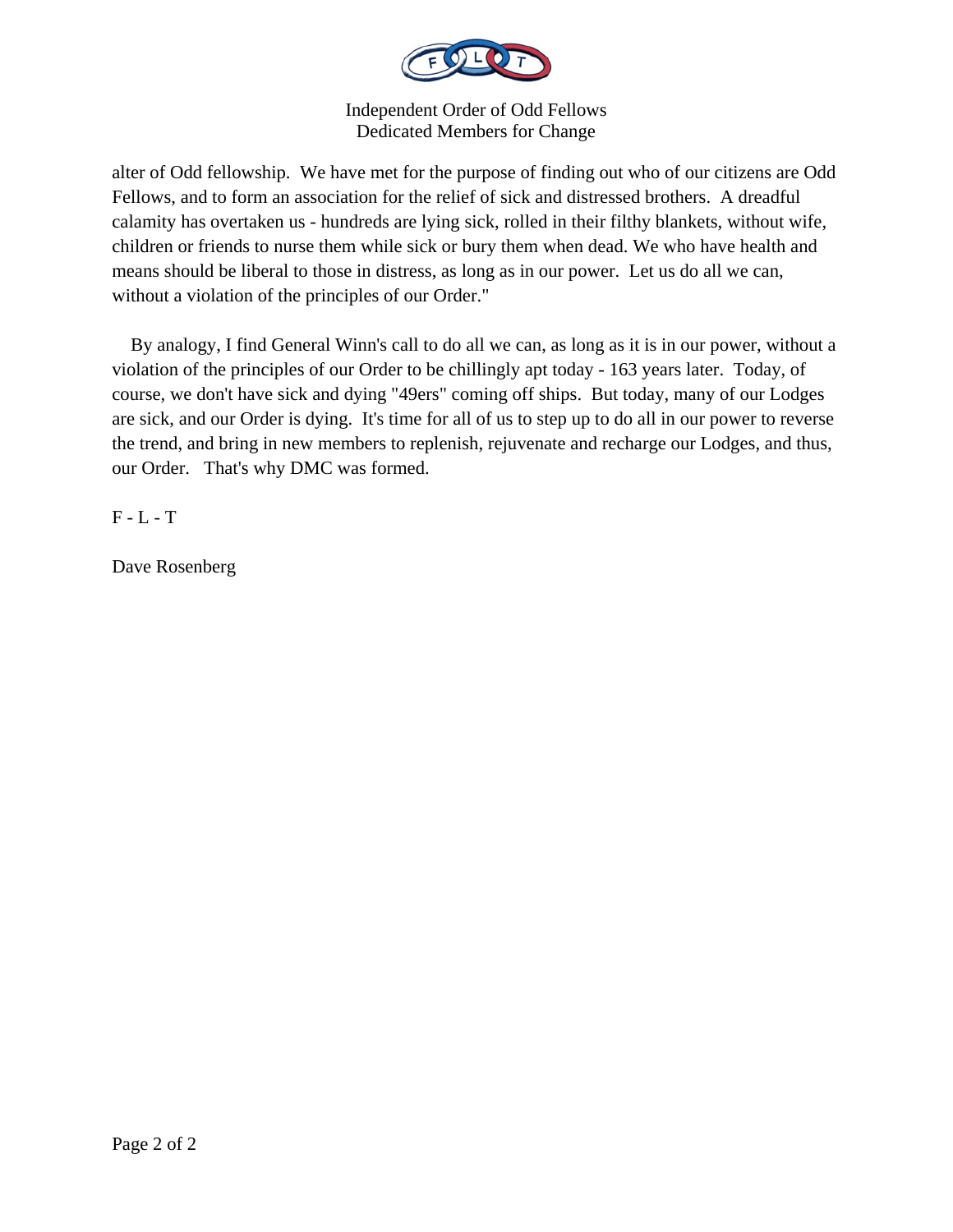alter of Odd fellowship. We have met for the purpose of finding out who of our citizens are Odd Fellows, and to form an association for the relief of sick and distressed brothers. A dreadful calamity has overtaken us - hundreds are lying sick, rolled in their filthy blankets, without wife, children or friends to nurse them while sick or bury them when dead. We who have health and means should be liberal to those in distress, as long as in our power. Let us do all we can, without a violation of the principles of our Order."

By analogy, I find General Winn's call to do all we can, as long as it is in our power, without a violation of the principles of our Order to be chillingly apt today - 163 years later. Today, of course, we don't have sick and dying "49ers" coming off ships. But today, many of our Lodges are sick, and our Order is dying. It's time for all of us to step up to do all in our power to reverse the trend, and bring in new members to replenish, rejuvenate and recharge our Lodges, and thus, our Order. That's why DMC was formed.

F - L - T

Dave Rosenberg